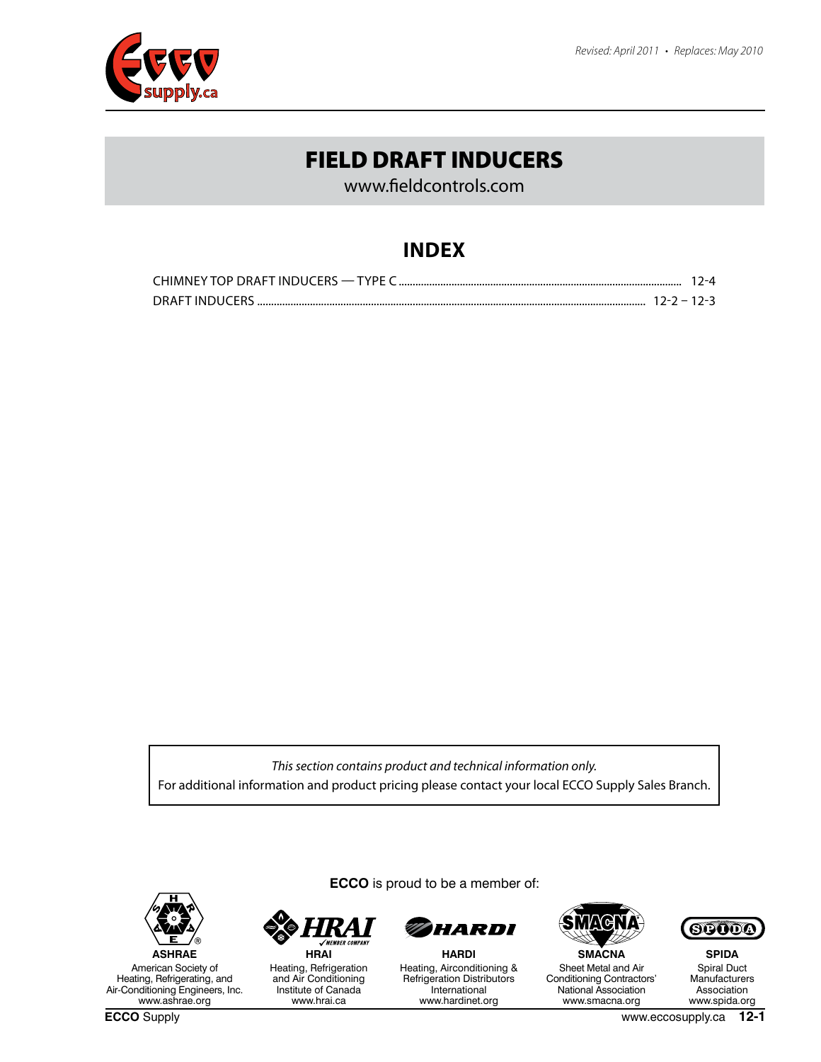Revised: April 2011 • Replaces: May 2010

# FIELD DRAFT INDUCERS

www.fieldcontrols.com

## INDEX

CHIMNEY TOP DRAFT INDUCERS — TYPE C .......... 12-4
DRAFT INDUCERS .......... 12-2 – 12-3

*This section contains product and technical information only.*
For additional information and product pricing please contact your local ECCO Supply Sales Branch.

**ECCO** is proud to be a member of:

**ASHRAE**
American Society of Heating, Refrigerating, and Air-Conditioning Engineers, Inc.
www.ashrae.org

**HRAI**
Heating, Refrigeration and Air Conditioning Institute of Canada
www.hrai.ca

**HARDI**
Heating, Airconditioning & Refrigeration Distributors International
www.hardinet.org

**SMACNA**
Sheet Metal and Air Conditioning Contractors' National Association
www.smacna.org

**SPIDA**
Spiral Duct Manufacturers Association
www.spida.org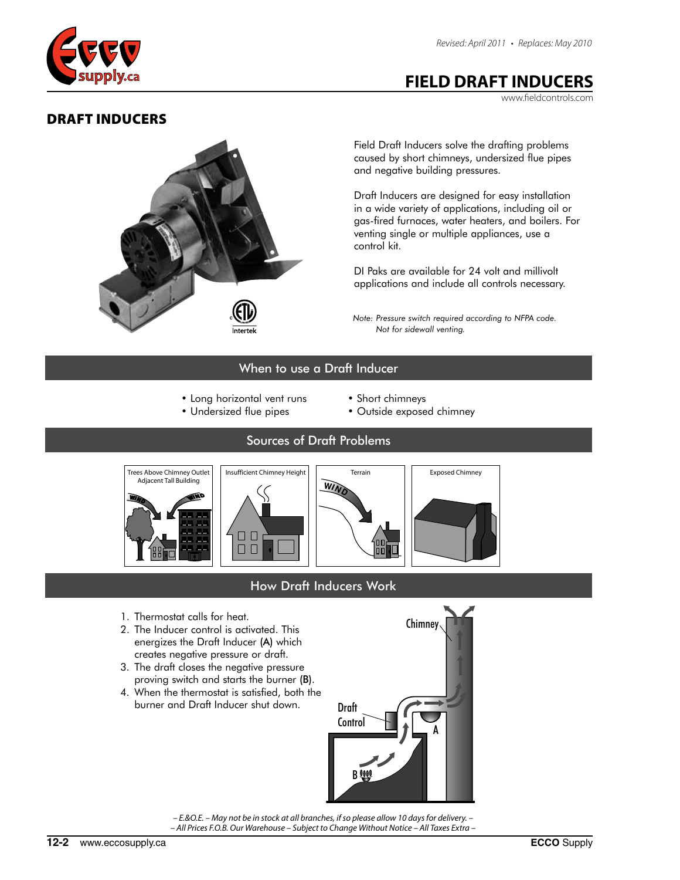# FIELD DRAFT INDUCERS

www.fieldcontrols.com

## DRAFT INDUCERS

Field Draft Inducers solve the drafting problems caused by short chimneys, undersized flue pipes and negative building pressures.

Draft Inducers are designed for easy installation in a wide variety of applications, including oil or gas-fired furnaces, water heaters, and boilers. For venting single or multiple appliances, use a control kit.

DI Paks are available for 24 volt and millivolt applications and include all controls necessary.

*Note: Pressure switch required according to NFPA code. Not for sidewall venting.*

## When to use a Draft Inducer

- Long horizontal vent runs
- Undersized flue pipes
- Short chimneys
- Outside exposed chimney

## Sources of Draft Problems

Trees Above Chimney Outlet Adjacent Tall Building

Insufficient Chimney Height

Terrain

Exposed Chimney

## How Draft Inducers Work

1. Thermostat calls for heat.
2. The Inducer control is activated. This energizes the Draft Inducer (A) which creates negative pressure or draft.
3. The draft closes the negative pressure proving switch and starts the burner (B).
4. When the thermostat is satisfied, both the burner and Draft Inducer shut down.

*– E.&O.E. – May not be in stock at all branches, if so please allow 10 days for delivery. –*
*– All Prices F.O.B. Our Warehouse – Subject to Change Without Notice – All Taxes Extra –*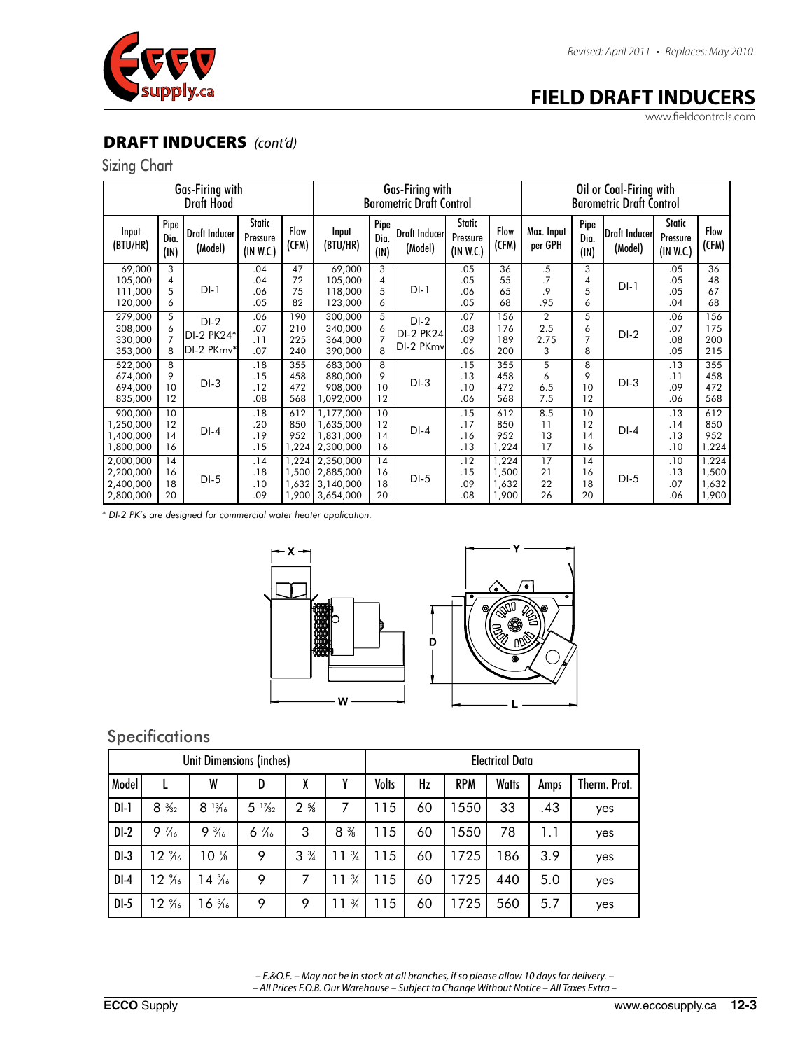Revised: April 2011 • Replaces: May 2010

# FIELD DRAFT INDUCERS

www.fieldcontrols.com

## DRAFT INDUCERS *(cont'd)*

### Sizing Chart

| Gas-Firing with Draft Hood | | | | | Gas-Firing with Barometric Draft Control | | | | | Oil or Coal-Firing with Barometric Draft Control | | | | |
|---|---|---|---|---|---|---|---|---|---|---|---|---|---|---|
| Input (BTU/HR) | Pipe Dia. (IN) | Draft Inducer (Model) | Static Pressure (IN W.C.) | Flow (CFM) | Input (BTU/HR) | Pipe Dia. (IN) | Draft Inducer (Model) | Static Pressure (IN W.C.) | Flow (CFM) | Max. Input per GPH | Pipe Dia. (IN) | Draft Inducer (Model) | Static Pressure (IN W.C.) | Flow (CFM) |
| 69,000 | 3 | DI-1 | .04 | 47 | 69,000 | 3 | DI-1 | .05 | 36 | .5 | 3 | DI-1 | .05 | 36 |
| 105,000 | 4 | | .04 | 72 | 105,000 | 4 | | .05 | 55 | .7 | 4 | | .05 | 48 |
| 111,000 | 5 | | .06 | 75 | 118,000 | 5 | | .06 | 65 | .9 | 5 | | .05 | 67 |
| 120,000 | 6 | | .05 | 82 | 123,000 | 6 | | .05 | 68 | .95 | 6 | | .04 | 68 |
| 279,000 | 5 | DI-2 | .06 | 190 | 300,000 | 5 | DI-2 | .07 | 156 | 2 | 5 | DI-2 | .06 | 156 |
| 308,000 | 6 | DI-2 PK24* | .07 | 210 | 340,000 | 6 | DI-2 PK24 | .08 | 176 | 2.5 | 6 | | .07 | 175 |
| 330,000 | 7 | DI-2 PKmv* | .11 | 225 | 364,000 | 7 | DI-2 PKmv | .09 | 189 | 2.75 | 7 | | .08 | 200 |
| 353,000 | 8 | | .07 | 240 | 390,000 | 8 | | .06 | 200 | 3 | 8 | | .05 | 215 |
| 522,000 | 8 | DI-3 | .18 | 355 | 683,000 | 8 | DI-3 | .15 | 355 | 5 | 8 | DI-3 | .13 | 355 |
| 674,000 | 9 | | .15 | 458 | 880,000 | 9 | | .13 | 458 | 6 | 9 | | .11 | 458 |
| 694,000 | 10 | | .12 | 472 | 908,000 | 10 | | .10 | 472 | 6.5 | 10 | | .09 | 472 |
| 835,000 | 12 | | .08 | 568 | 1,092,000 | 12 | | .06 | 568 | 7.5 | 12 | | .06 | 568 |
| 900,000 | 10 | DI-4 | .18 | 612 | 1,177,000 | 10 | DI-4 | .15 | 612 | 8.5 | 10 | DI-4 | .13 | 612 |
| 1,250,000 | 12 | | .20 | 850 | 1,635,000 | 12 | | .17 | 850 | 11 | 12 | | .14 | 850 |
| 1,400,000 | 14 | | .19 | 952 | 1,831,000 | 14 | | .16 | 952 | 13 | 14 | | .13 | 952 |
| 1,800,000 | 16 | | .15 | 1,224 | 2,300,000 | 16 | | .13 | 1,224 | 17 | 16 | | .10 | 1,224 |
| 2,000,000 | 14 | DI-5 | .14 | 1,224 | 2,350,000 | 14 | DI-5 | .12 | 1,224 | 17 | 14 | DI-5 | .10 | 1,224 |
| 2,200,000 | 16 | | .18 | 1,500 | 2,885,000 | 16 | | .15 | 1,500 | 21 | 16 | | .13 | 1,500 |
| 2,400,000 | 18 | | .10 | 1,632 | 3,140,000 | 18 | | .09 | 1,632 | 22 | 18 | | .07 | 1,632 |
| 2,800,000 | 20 | | .09 | 1,900 | 3,654,000 | 20 | | .08 | 1,900 | 26 | 20 | | .06 | 1,900 |

*\* DI-2 PK's are designed for commercial water heater application.*

### Specifications

| Unit Dimensions (inches) | | | | | | Electrical Data | | | | | |
|---|---|---|---|---|---|---|---|---|---|---|---|
| Model | L | W | D | X | Y | Volts | Hz | RPM | Watts | Amps | Therm. Prot. |
| DI-1 | 8 3/32 | 8 13/16 | 5 17/32 | 2 5/8 | 7 | 115 | 60 | 1550 | 33 | .43 | yes |
| DI-2 | 9 7/16 | 9 3/16 | 6 7/16 | 3 | 8 3/8 | 115 | 60 | 1550 | 78 | 1.1 | yes |
| DI-3 | 12 9/16 | 10 1/8 | 9 | 3 3/4 | 11 3/4 | 115 | 60 | 1725 | 186 | 3.9 | yes |
| DI-4 | 12 9/16 | 14 3/16 | 9 | 7 | 11 3/4 | 115 | 60 | 1725 | 440 | 5.0 | yes |
| DI-5 | 12 9/16 | 16 3/16 | 9 | 9 | 11 3/4 | 115 | 60 | 1725 | 560 | 5.7 | yes |

*– E.&O.E. – May not be in stock at all branches, if so please allow 10 days for delivery. –*
*– All Prices F.O.B. Our Warehouse – Subject to Change Without Notice – All Taxes Extra –*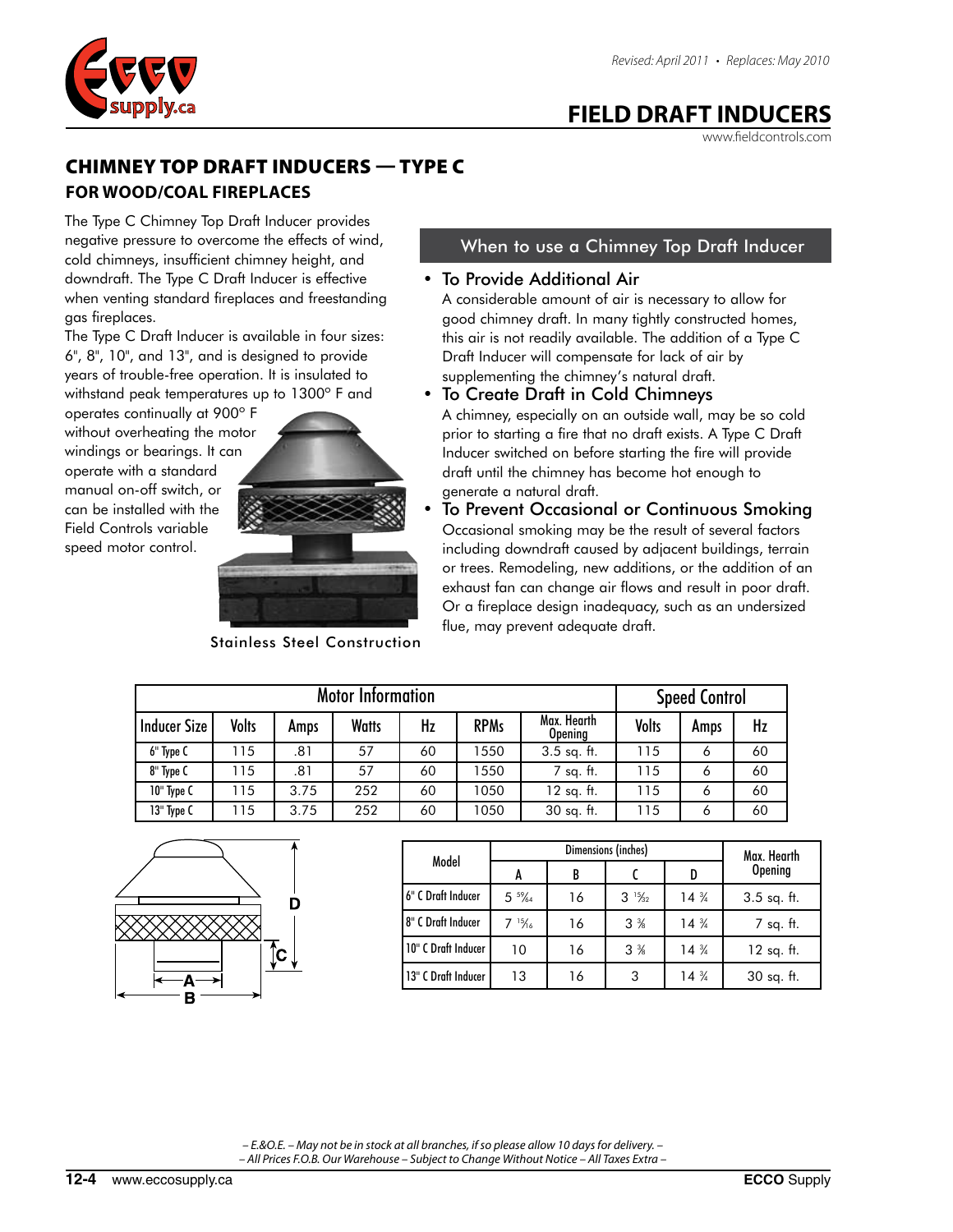Revised: April 2011 • Replaces: May 2010

# FIELD DRAFT INDUCERS

www.fieldcontrols.com

## CHIMNEY TOP DRAFT INDUCERS — TYPE C

### FOR WOOD/COAL FIREPLACES

The Type C Chimney Top Draft Inducer provides negative pressure to overcome the effects of wind, cold chimneys, insufficient chimney height, and downdraft. The Type C Draft Inducer is effective when venting standard fireplaces and freestanding gas fireplaces.

The Type C Draft Inducer is available in four sizes: 6", 8", 10", and 13", and is designed to provide years of trouble-free operation. It is insulated to withstand peak temperatures up to 1300° F and operates continually at 900° F without overheating the motor windings or bearings. It can operate with a standard manual on-off switch, or can be installed with the Field Controls variable speed motor control.

Stainless Steel Construction

### When to use a Chimney Top Draft Inducer

- **To Provide Additional Air**
  A considerable amount of air is necessary to allow for good chimney draft. In many tightly constructed homes, this air is not readily available. The addition of a Type C Draft Inducer will compensate for lack of air by supplementing the chimney's natural draft.
- **To Create Draft in Cold Chimneys**
  A chimney, especially on an outside wall, may be so cold prior to starting a fire that no draft exists. A Type C Draft Inducer switched on before starting the fire will provide draft until the chimney has become hot enough to generate a natural draft.
- **To Prevent Occasional or Continuous Smoking**
  Occasional smoking may be the result of several factors including downdraft caused by adjacent buildings, terrain or trees. Remodeling, new additions, or the addition of an exhaust fan can change air flows and result in poor draft. Or a fireplace design inadequacy, such as an undersized flue, may prevent adequate draft.

| Motor Information | | | | | | | Speed Control | | |
|---|---|---|---|---|---|---|---|---|---|
| Inducer Size | Volts | Amps | Watts | Hz | RPMs | Max. Hearth Opening | Volts | Amps | Hz |
| 6" Type C | 115 | .81 | 57 | 60 | 1550 | 3.5 sq. ft. | 115 | 6 | 60 |
| 8" Type C | 115 | .81 | 57 | 60 | 1550 | 7 sq. ft. | 115 | 6 | 60 |
| 10" Type C | 115 | 3.75 | 252 | 60 | 1050 | 12 sq. ft. | 115 | 6 | 60 |
| 13" Type C | 115 | 3.75 | 252 | 60 | 1050 | 30 sq. ft. | 115 | 6 | 60 |

D
C
A
B

| Model | Dimensions (inches) | | | | Max. Hearth Opening |
|---|---|---|---|---|---|
| | A | B | C | D | |
| 6" C Draft Inducer | 5 59⁄64 | 16 | 3 15⁄32 | 14 ¾ | 3.5 sq. ft. |
| 8" C Draft Inducer | 7 15⁄16 | 16 | 3 ⅜ | 14 ¾ | 7 sq. ft. |
| 10" C Draft Inducer | 10 | 16 | 3 ⅜ | 14 ¾ | 12 sq. ft. |
| 13" C Draft Inducer | 13 | 16 | 3 | 14 ¾ | 30 sq. ft. |

*– E.&O.E. – May not be in stock at all branches, if so please allow 10 days for delivery. –*
*– All Prices F.O.B. Our Warehouse – Subject to Change Without Notice – All Taxes Extra –*